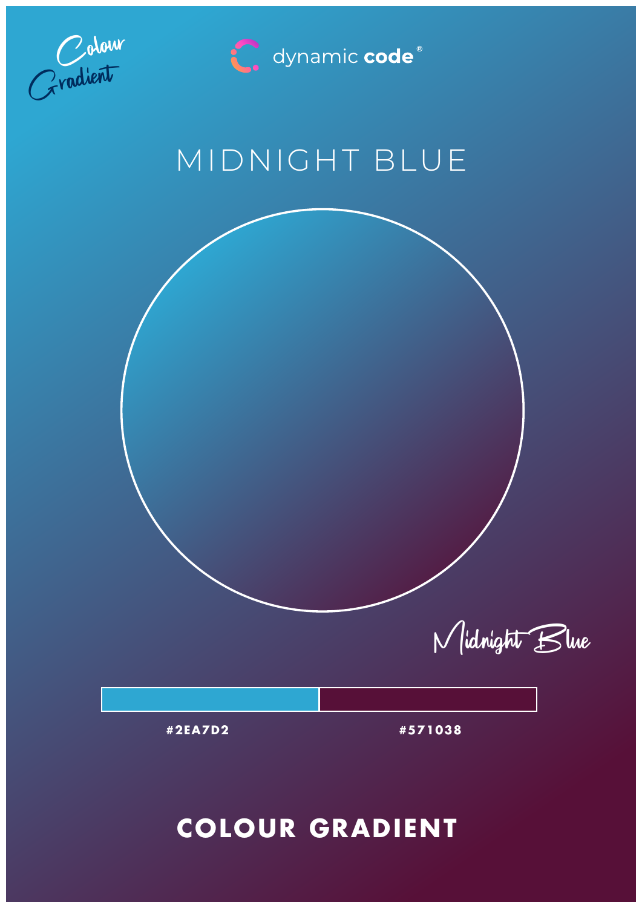Colour Gradient

dynamic **code**®

# MIDNIGHT BLUE

Midnight Blue

| **#2EA7D2** | **#571038** |
|---|---|

## COLOUR GRADIENT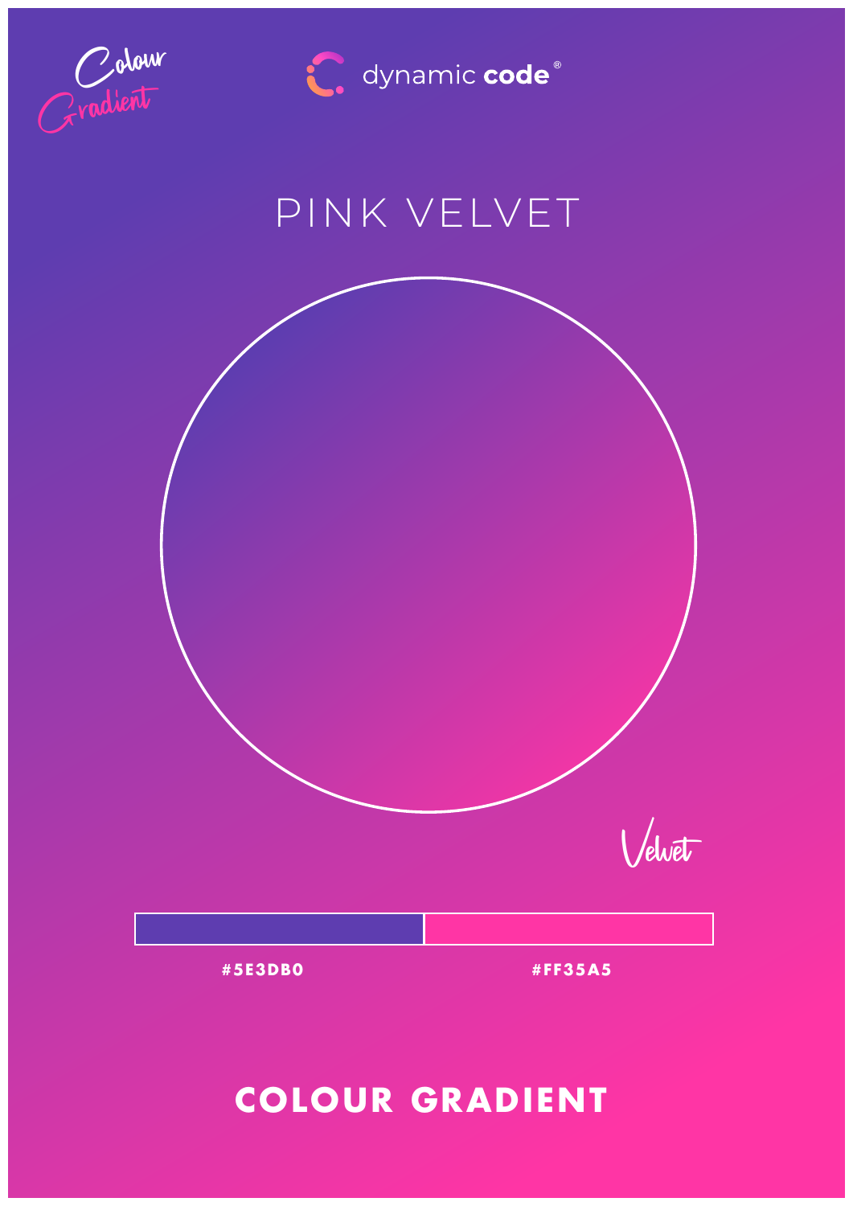Colour Gradient

dynamic **code**®

# PINK VELVET

Velvet

**#5E3DB0** **#FF35A5**

## COLOUR GRADIENT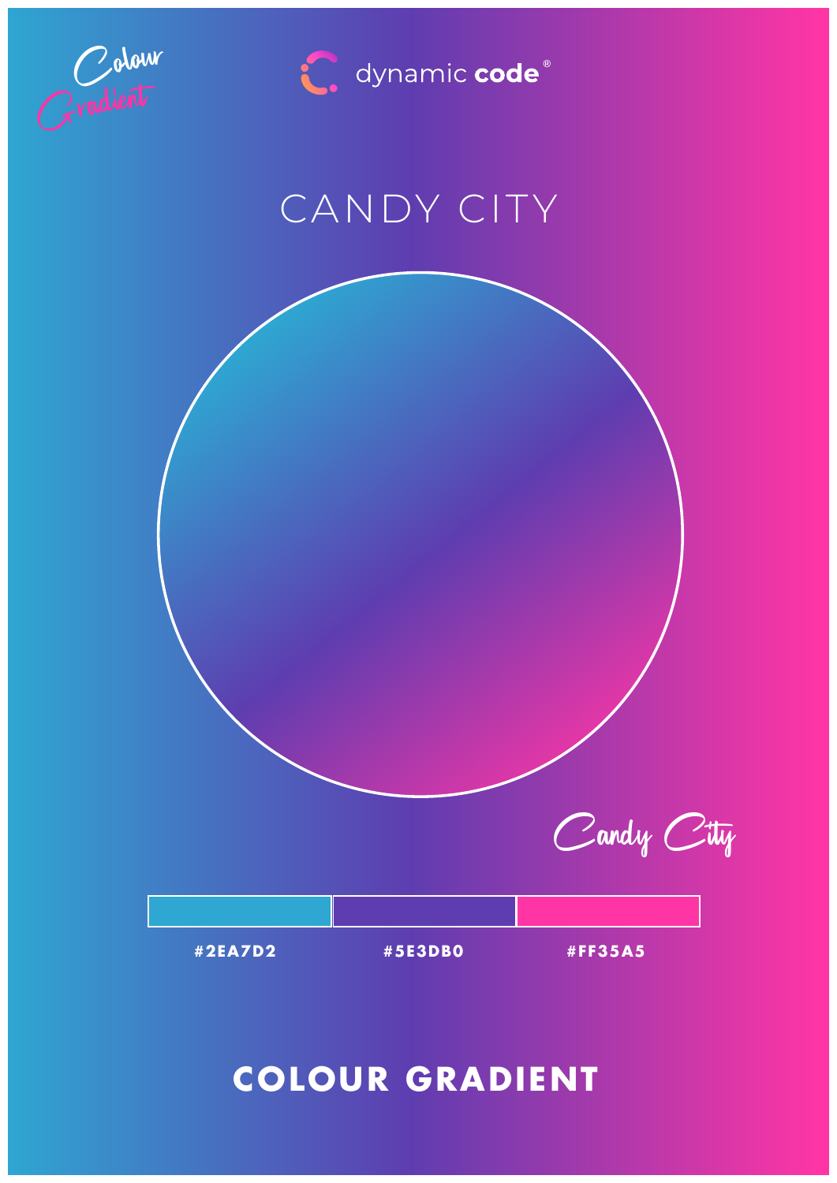Colour Gradient

dynamic **code**®

# CANDY CITY

Candy City

| #2EA7D2 | #5E3DB0 | #FF35A5 |
|---|---|---|

## COLOUR GRADIENT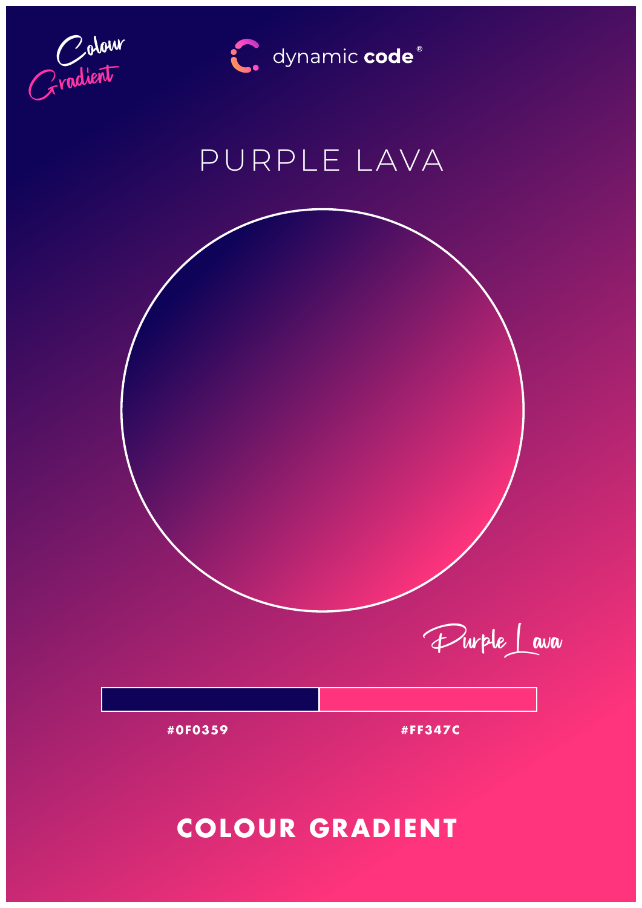Colour Gradient

dynamic **code**®

# PURPLE LAVA

Purple Lava

| #0F0359 | #FF347C |
| --- | --- |

## COLOUR GRADIENT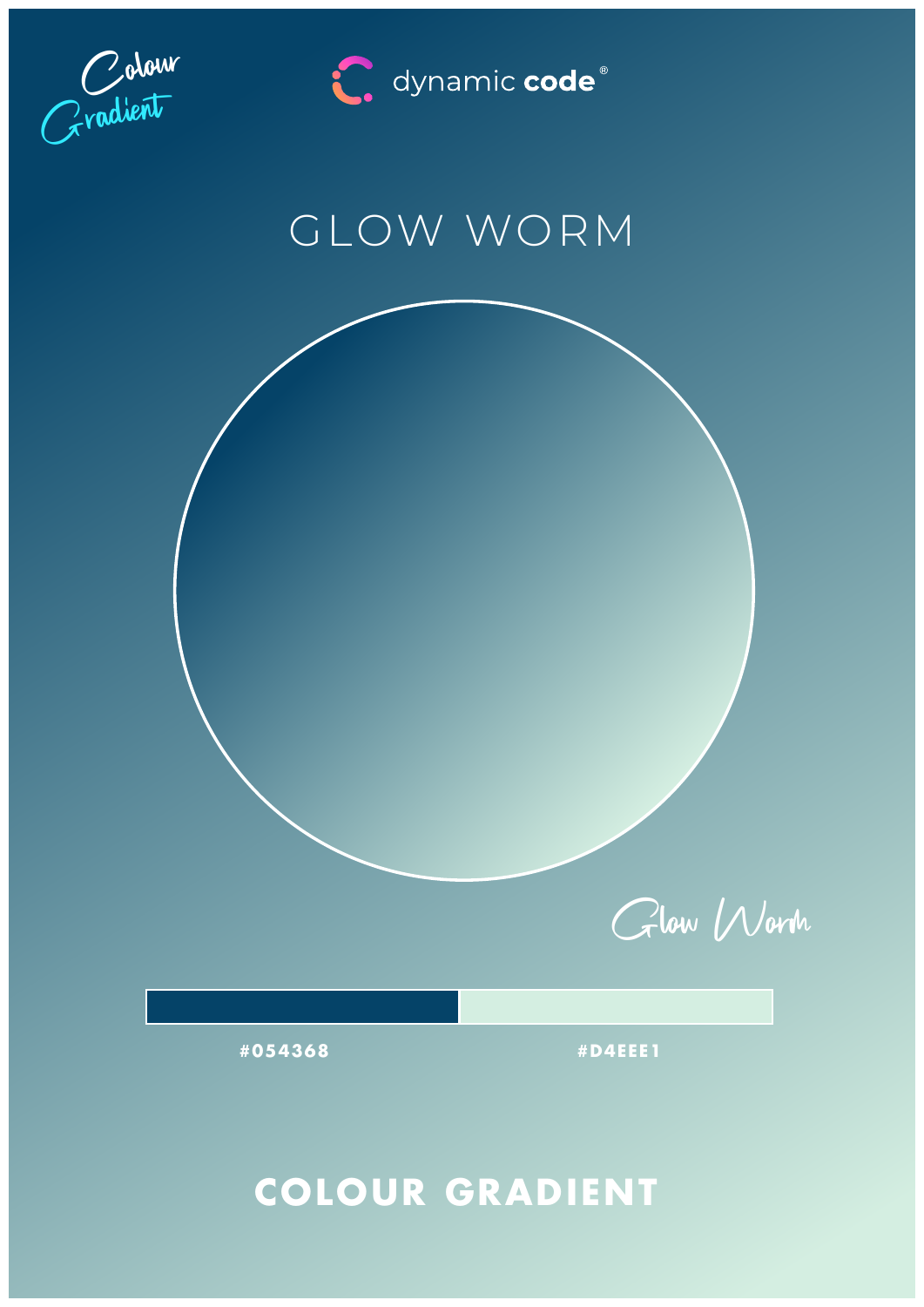Colour Gradient

dynamic **code**®

# GLOW WORM

Glow Worm

**#054368** **#D4EEE1**

## COLOUR GRADIENT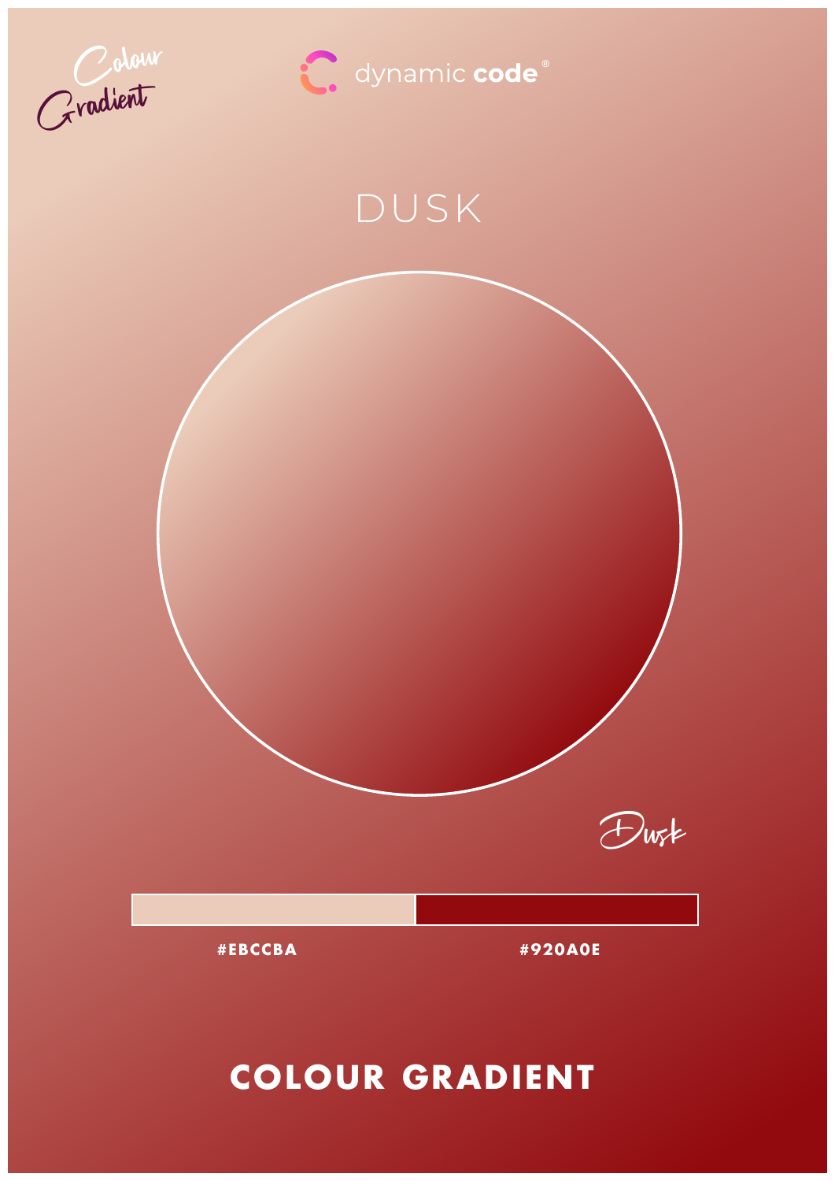Colour Gradient

dynamic **code**®

# DUSK

Dusk

**#EBCCBA**

**#920A0E**

## COLOUR GRADIENT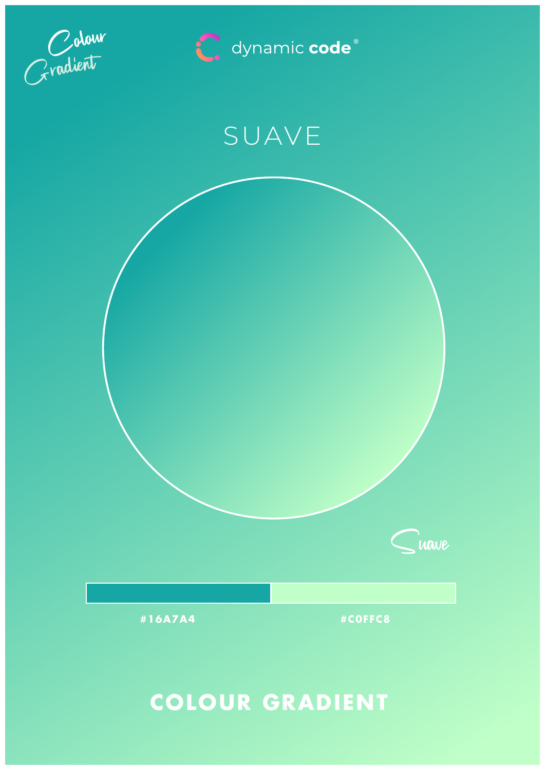Colour Gradient

dynamic **code**®

# SUAVE

Suave

**#16A7A4**

**#C0FFC8**

## COLOUR GRADIENT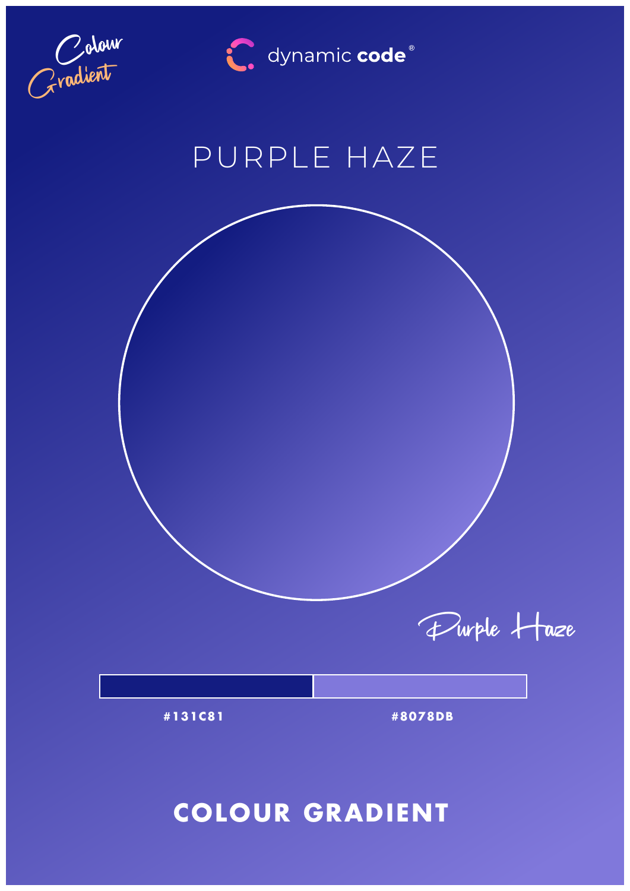Colour Gradient

dynamic **code**®

# PURPLE HAZE

Purple Haze

| #131C81 | #8078DB |
| --- | --- |

## COLOUR GRADIENT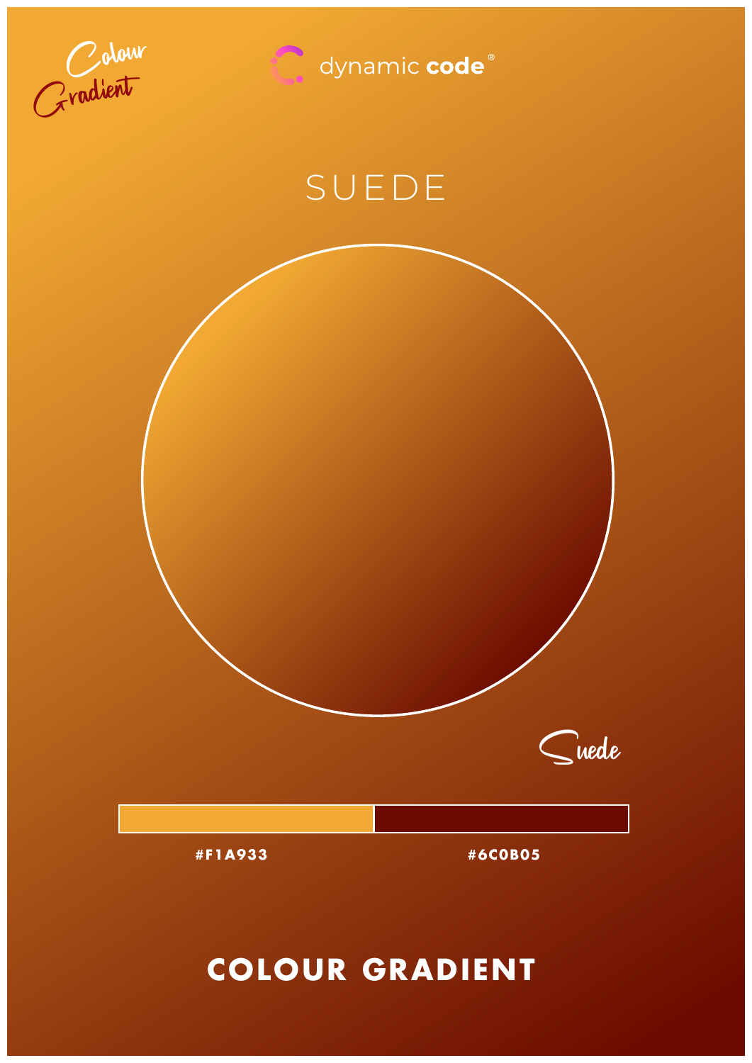Colour Gradient

dynamic **code**®

# SUEDE

Suede

**#F1A933**

**#6C0B05**

## COLOUR GRADIENT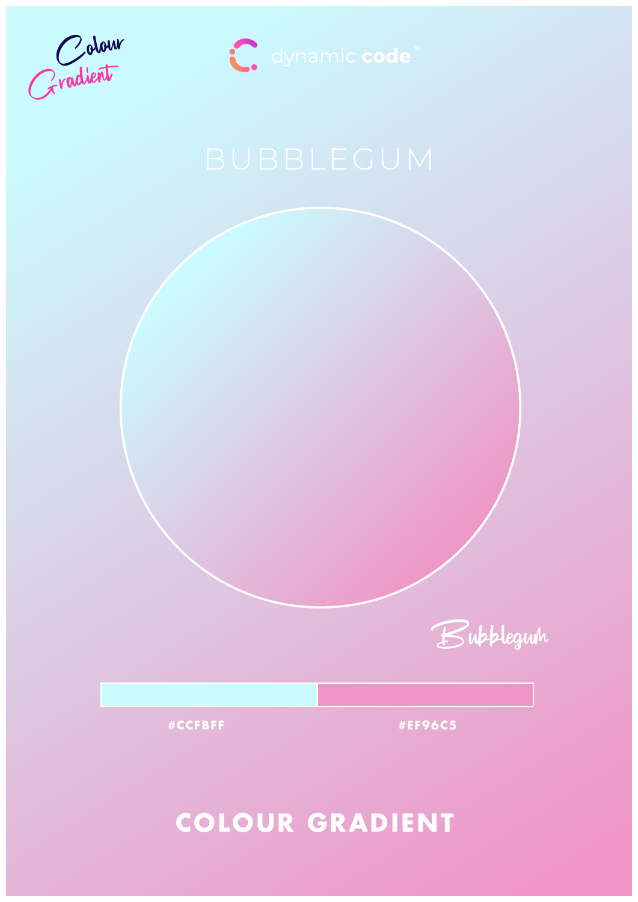Colour Gradient

dynamic code®

# BUBBLEGUM

Bubblegum

| #CCFBFF | #EF96C5 |
|---|---|

## COLOUR GRADIENT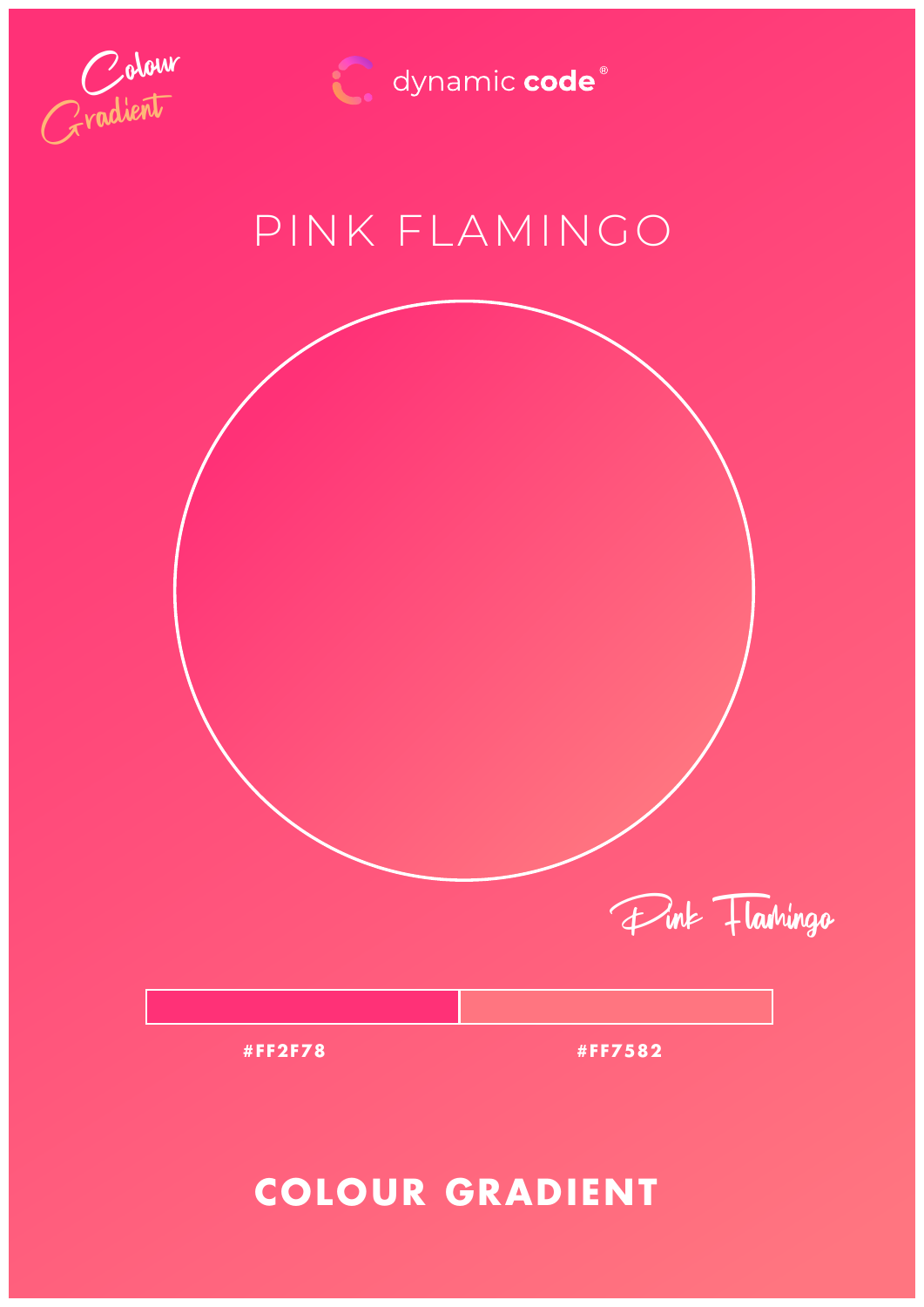Colour Gradient

dynamic **code**®

# PINK FLAMINGO

Pink Flamingo

**#FF2F78** **#FF7582**

## COLOUR GRADIENT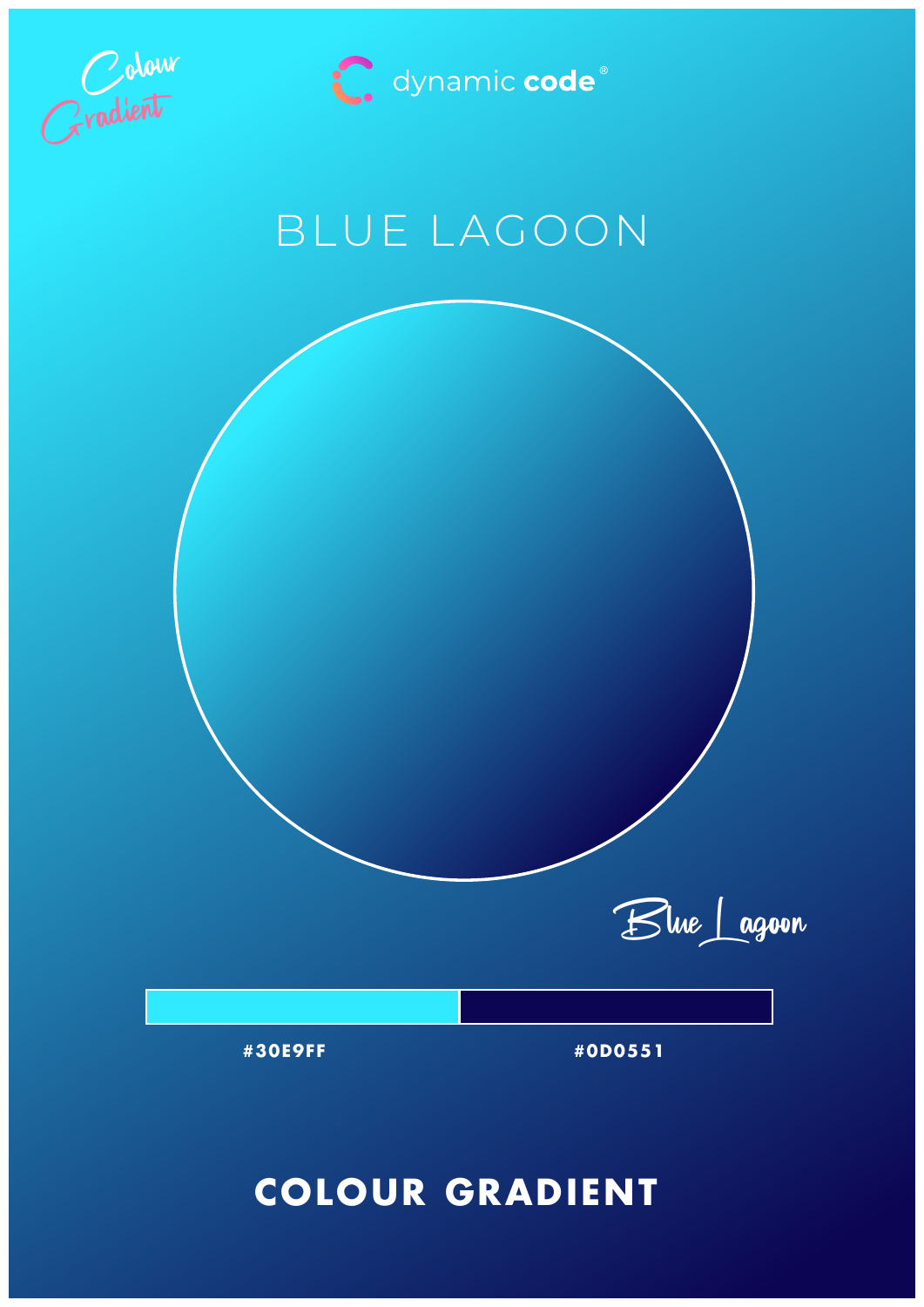Colour Gradient

dynamic **code**®

# BLUE LAGOON

Blue Lagoon

**#30E9FF**

**#0D0551**

## COLOUR GRADIENT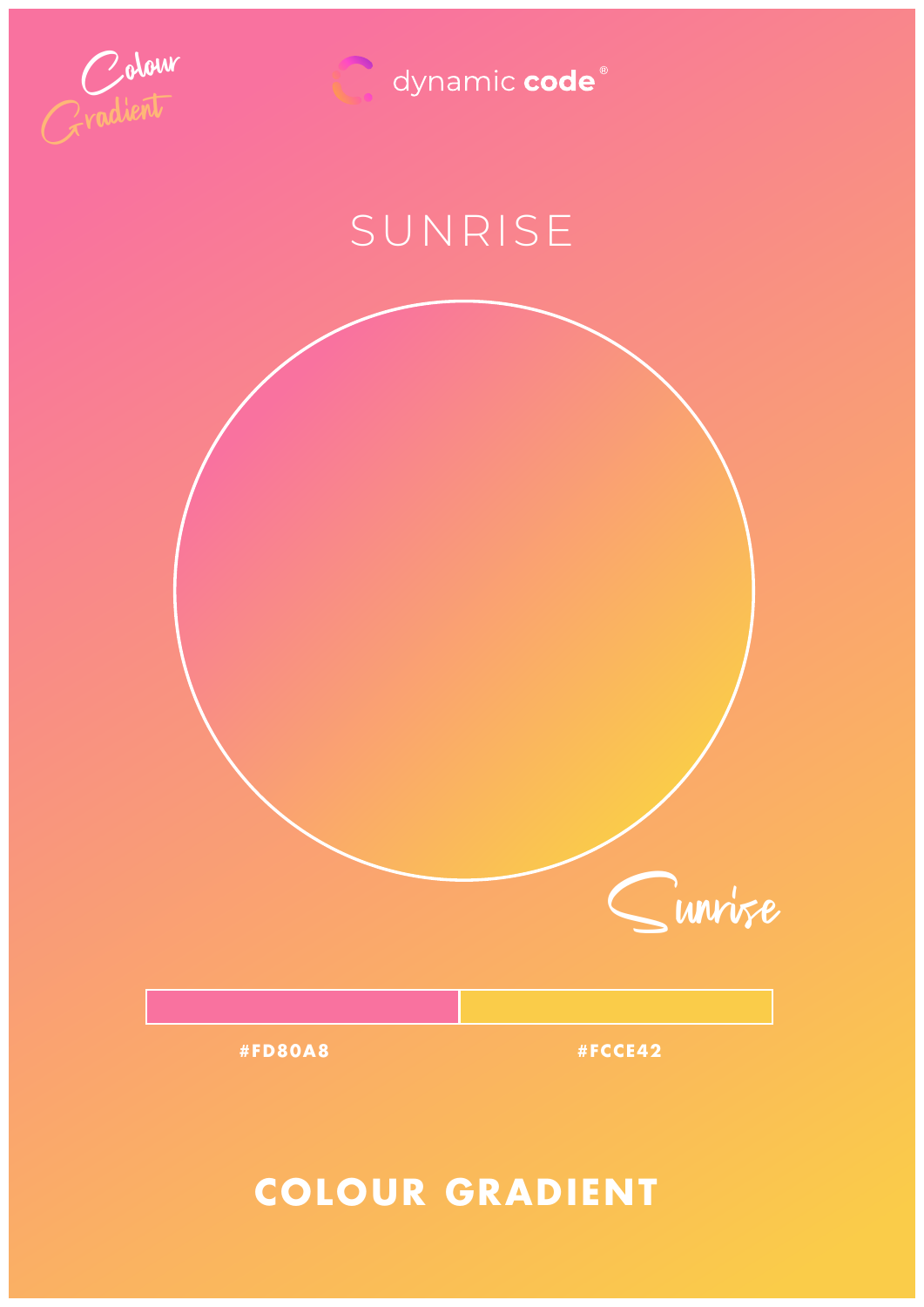Colour Gradient

dynamic **code**®

# SUNRISE

*Sunrise*

**#FD80A8** **#FCCE42**

## COLOUR GRADIENT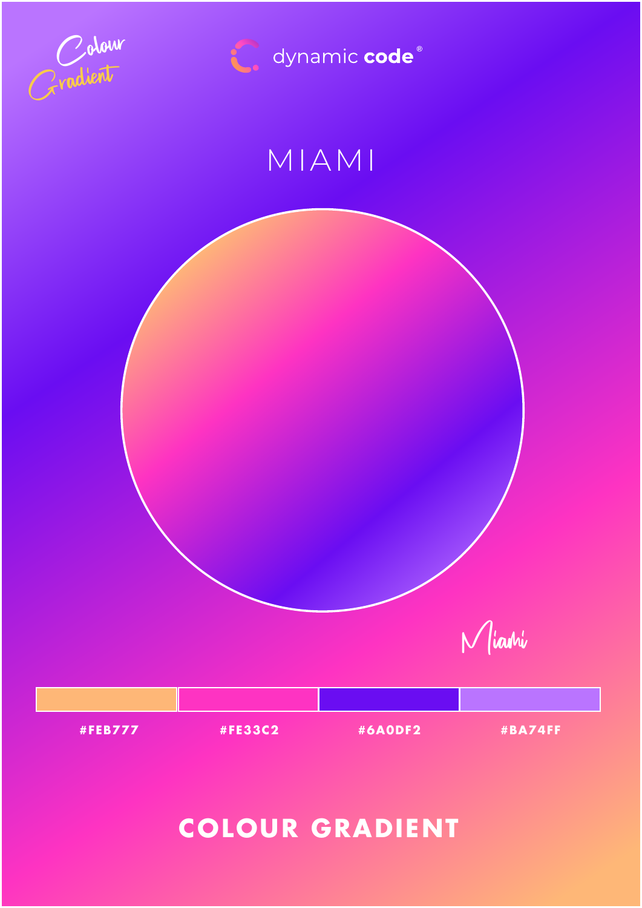Colour Gradient

dynamic **code**®

# MIAMI

Miami

| | | | |
|---|---|---|---|
| **#FEB777** | **#FE33C2** | **#6A0DF2** | **#BA74FF** |

## COLOUR GRADIENT